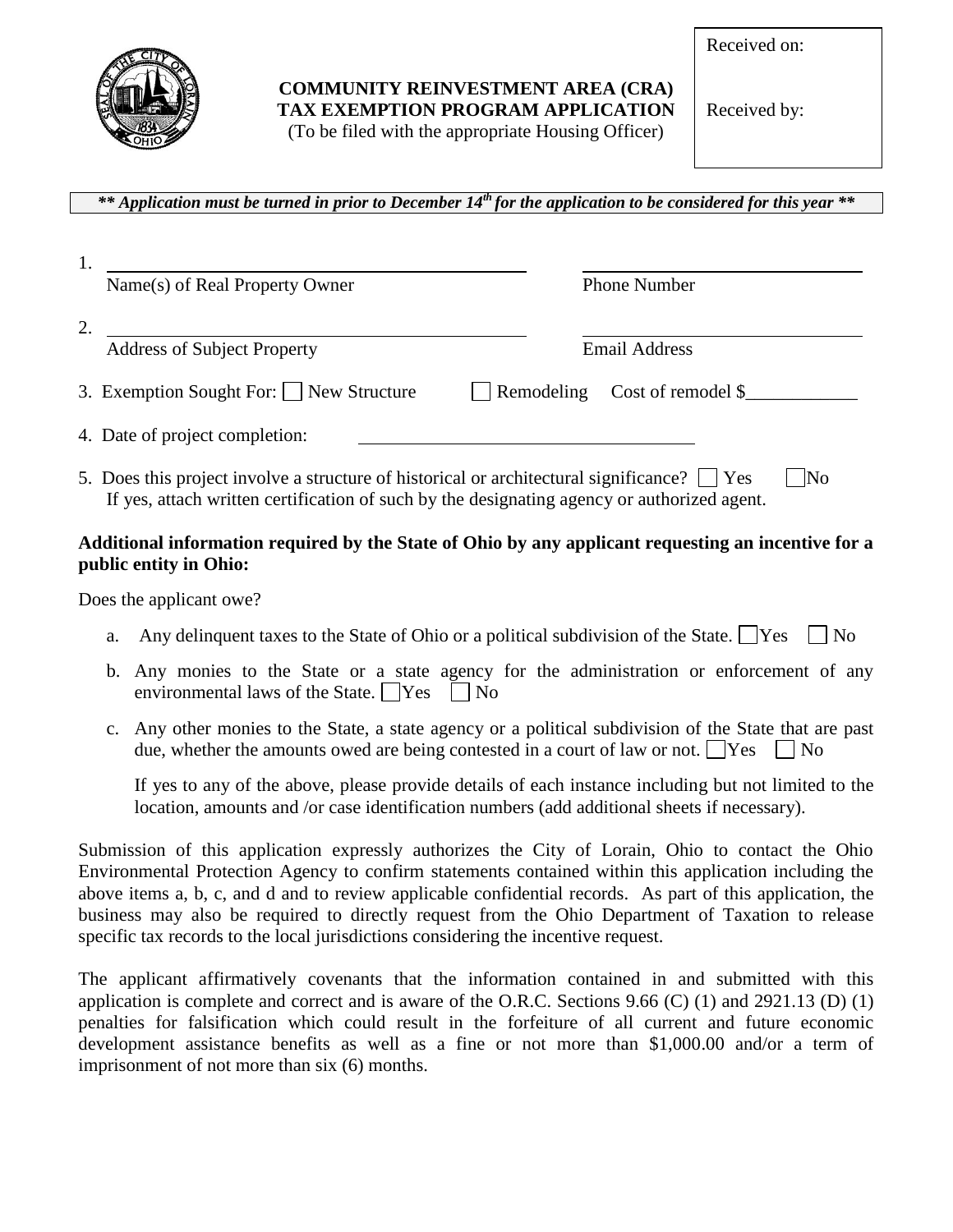# COMMUNITY REINVESTMENT AREA (CRA) TAX EXEMPTION PROGRAM APPLICATION

(To be filed with the appropriate Housing Officer)

Received on:

Received by:

***\*\* Application must be turned in prior to December 14th for the application to be considered for this year \*\****

1. ______________________________ ______________________
   Name(s) of Real Property Owner Phone Number

2. ______________________________ ______________________
   Address of Subject Property Email Address

3. Exemption Sought For: ☐ New Structure ☐ Remodeling Cost of remodel $____________

4. Date of project completion: ______________________________

5. Does this project involve a structure of historical or architectural significance? ☐ Yes ☐ No
   If yes, attach written certification of such by the designating agency or authorized agent.

**Additional information required by the State of Ohio by any applicant requesting an incentive for a public entity in Ohio:**

Does the applicant owe?

a. Any delinquent taxes to the State of Ohio or a political subdivision of the State. ☐ Yes ☐ No

b. Any monies to the State or a state agency for the administration or enforcement of any environmental laws of the State. ☐ Yes ☐ No

c. Any other monies to the State, a state agency or a political subdivision of the State that are past due, whether the amounts owed are being contested in a court of law or not. ☐ Yes ☐ No

   If yes to any of the above, please provide details of each instance including but not limited to the location, amounts and /or case identification numbers (add additional sheets if necessary).

Submission of this application expressly authorizes the City of Lorain, Ohio to contact the Ohio Environmental Protection Agency to confirm statements contained within this application including the above items a, b, c, and d and to review applicable confidential records. As part of this application, the business may also be required to directly request from the Ohio Department of Taxation to release specific tax records to the local jurisdictions considering the incentive request.

The applicant affirmatively covenants that the information contained in and submitted with this application is complete and correct and is aware of the O.R.C. Sections 9.66 (C) (1) and 2921.13 (D) (1) penalties for falsification which could result in the forfeiture of all current and future economic development assistance benefits as well as a fine or not more than $1,000.00 and/or a term of imprisonment of not more than six (6) months.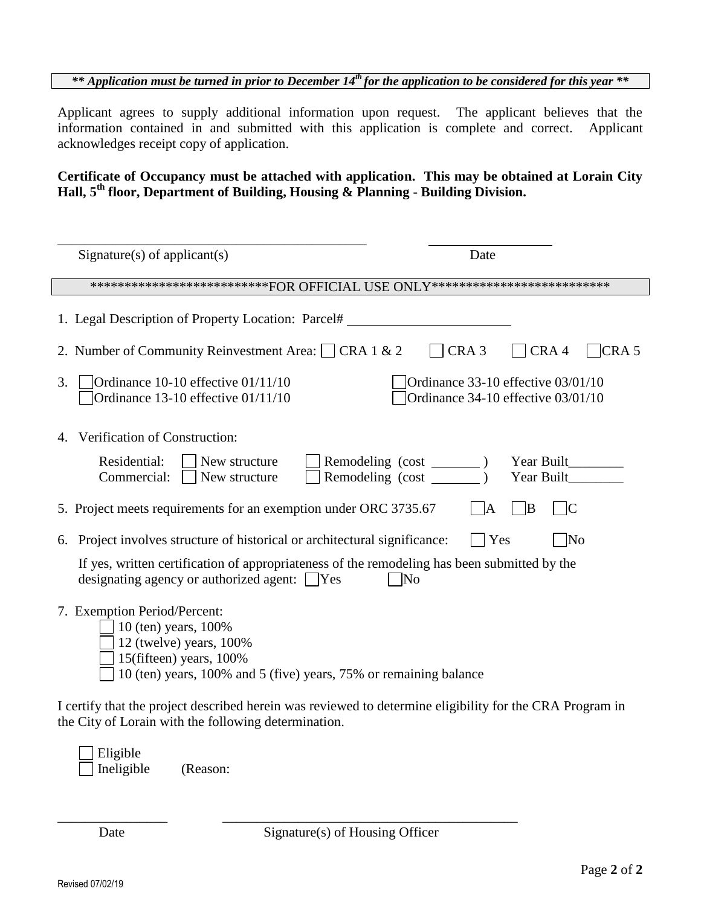***\*\* Application must be turned in prior to December 14th for the application to be considered for this year \*\****

Applicant agrees to supply additional information upon request. The applicant believes that the information contained in and submitted with this application is complete and correct. Applicant acknowledges receipt copy of application.

**Certificate of Occupancy must be attached with application. This may be obtained at Lorain City Hall, 5th floor, Department of Building, Housing & Planning - Building Division.**

_______________________________________________ ____________________

Signature(s) of applicant(s) Date

**************************FOR OFFICIAL USE ONLY**************************

1. Legal Description of Property Location: Parcel# ________________________

2. Number of Community Reinvestment Area: ☐ CRA 1 & 2 ☐ CRA 3 ☐ CRA 4 ☐ CRA 5

3. ☐ Ordinance 10-10 effective 01/11/10 ☐ Ordinance 33-10 effective 03/01/10
   ☐ Ordinance 13-10 effective 01/11/10 ☐ Ordinance 34-10 effective 03/01/10

4. Verification of Construction:

   Residential: ☐ New structure ☐ Remodeling (cost _______ ) Year Built________
   Commercial: ☐ New structure ☐ Remodeling (cost _______ ) Year Built________

5. Project meets requirements for an exemption under ORC 3735.67 ☐ A ☐ B ☐ C

6. Project involves structure of historical or architectural significance: ☐ Yes ☐ No

   If yes, written certification of appropriateness of the remodeling has been submitted by the designating agency or authorized agent: ☐ Yes ☐ No

7. Exemption Period/Percent:
   - ☐ 10 (ten) years, 100%
   - ☐ 12 (twelve) years, 100%
   - ☐ 15(fifteen) years, 100%
   - ☐ 10 (ten) years, 100% and 5 (five) years, 75% or remaining balance

I certify that the project described herein was reviewed to determine eligibility for the CRA Program in the City of Lorain with the following determination.

☐ Eligible
☐ Ineligible (Reason:

________________ ___________________________________________

Date Signature(s) of Housing Officer

Revised 07/02/19